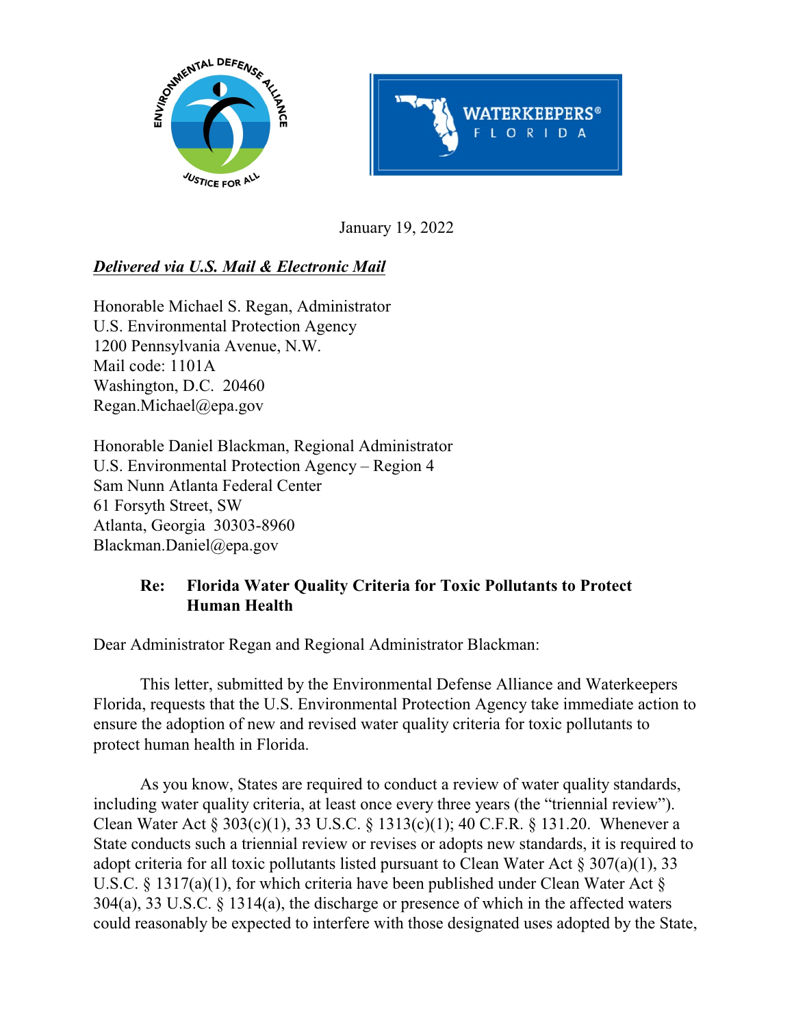January 19, 2022

***Delivered via U.S. Mail & Electronic Mail***

Honorable Michael S. Regan, Administrator
U.S. Environmental Protection Agency
1200 Pennsylvania Avenue, N.W.
Mail code: 1101A
Washington, D.C. 20460
Regan.Michael@epa.gov

Honorable Daniel Blackman, Regional Administrator
U.S. Environmental Protection Agency – Region 4
Sam Nunn Atlanta Federal Center
61 Forsyth Street, SW
Atlanta, Georgia 30303-8960
Blackman.Daniel@epa.gov

**Re: Florida Water Quality Criteria for Toxic Pollutants to Protect Human Health**

Dear Administrator Regan and Regional Administrator Blackman:

This letter, submitted by the Environmental Defense Alliance and Waterkeepers Florida, requests that the U.S. Environmental Protection Agency take immediate action to ensure the adoption of new and revised water quality criteria for toxic pollutants to protect human health in Florida.

As you know, States are required to conduct a review of water quality standards, including water quality criteria, at least once every three years (the "triennial review"). Clean Water Act § 303(c)(1), 33 U.S.C. § 1313(c)(1); 40 C.F.R. § 131.20. Whenever a State conducts such a triennial review or revises or adopts new standards, it is required to adopt criteria for all toxic pollutants listed pursuant to Clean Water Act § 307(a)(1), 33 U.S.C. § 1317(a)(1), for which criteria have been published under Clean Water Act § 304(a), 33 U.S.C. § 1314(a), the discharge or presence of which in the affected waters could reasonably be expected to interfere with those designated uses adopted by the State,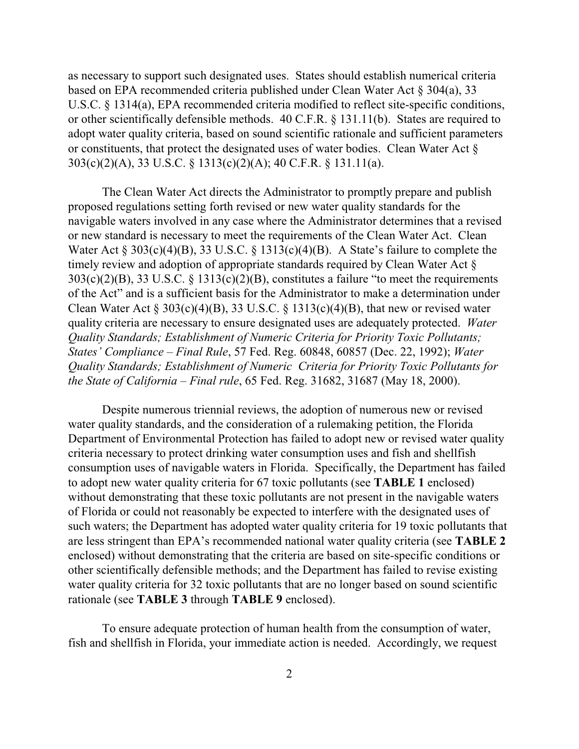as necessary to support such designated uses. States should establish numerical criteria based on EPA recommended criteria published under Clean Water Act § 304(a), 33 U.S.C. § 1314(a), EPA recommended criteria modified to reflect site-specific conditions, or other scientifically defensible methods. 40 C.F.R. § 131.11(b). States are required to adopt water quality criteria, based on sound scientific rationale and sufficient parameters or constituents, that protect the designated uses of water bodies. Clean Water Act § 303(c)(2)(A), 33 U.S.C. § 1313(c)(2)(A); 40 C.F.R. § 131.11(a).

The Clean Water Act directs the Administrator to promptly prepare and publish proposed regulations setting forth revised or new water quality standards for the navigable waters involved in any case where the Administrator determines that a revised or new standard is necessary to meet the requirements of the Clean Water Act. Clean Water Act § 303(c)(4)(B), 33 U.S.C. § 1313(c)(4)(B). A State's failure to complete the timely review and adoption of appropriate standards required by Clean Water Act § 303(c)(2)(B), 33 U.S.C. § 1313(c)(2)(B), constitutes a failure "to meet the requirements of the Act" and is a sufficient basis for the Administrator to make a determination under Clean Water Act § 303(c)(4)(B), 33 U.S.C. § 1313(c)(4)(B), that new or revised water quality criteria are necessary to ensure designated uses are adequately protected. *Water Quality Standards; Establishment of Numeric Criteria for Priority Toxic Pollutants; States' Compliance – Final Rule*, 57 Fed. Reg. 60848, 60857 (Dec. 22, 1992); *Water Quality Standards; Establishment of Numeric Criteria for Priority Toxic Pollutants for the State of California – Final rule*, 65 Fed. Reg. 31682, 31687 (May 18, 2000).

Despite numerous triennial reviews, the adoption of numerous new or revised water quality standards, and the consideration of a rulemaking petition, the Florida Department of Environmental Protection has failed to adopt new or revised water quality criteria necessary to protect drinking water consumption uses and fish and shellfish consumption uses of navigable waters in Florida. Specifically, the Department has failed to adopt new water quality criteria for 67 toxic pollutants (see **TABLE 1** enclosed) without demonstrating that these toxic pollutants are not present in the navigable waters of Florida or could not reasonably be expected to interfere with the designated uses of such waters; the Department has adopted water quality criteria for 19 toxic pollutants that are less stringent than EPA's recommended national water quality criteria (see **TABLE 2** enclosed) without demonstrating that the criteria are based on site-specific conditions or other scientifically defensible methods; and the Department has failed to revise existing water quality criteria for 32 toxic pollutants that are no longer based on sound scientific rationale (see **TABLE 3** through **TABLE 9** enclosed).

To ensure adequate protection of human health from the consumption of water, fish and shellfish in Florida, your immediate action is needed. Accordingly, we request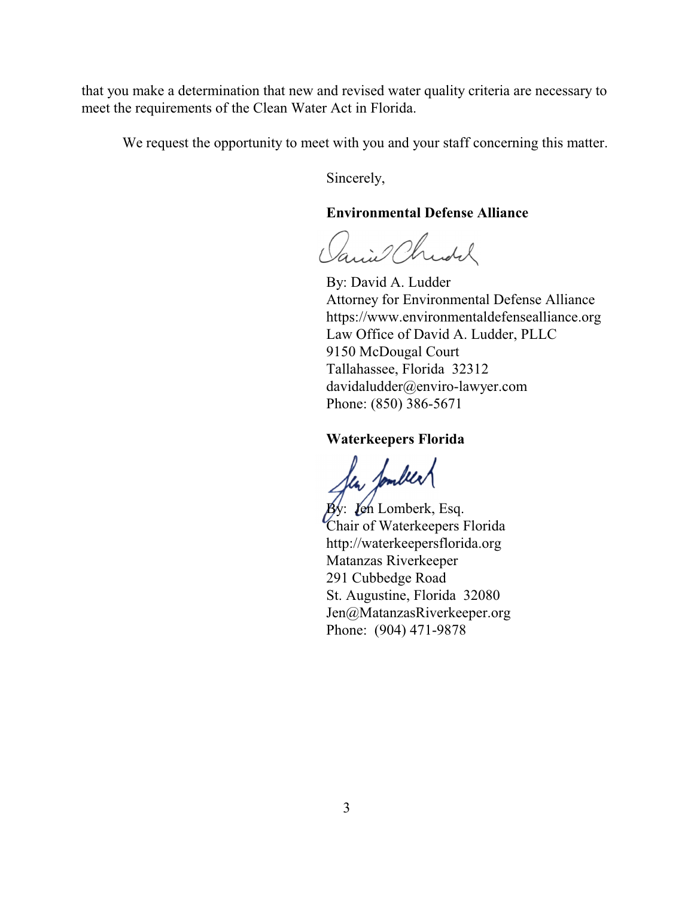that you make a determination that new and revised water quality criteria are necessary to meet the requirements of the Clean Water Act in Florida.

We request the opportunity to meet with you and your staff concerning this matter.

Sincerely,

**Environmental Defense Alliance**

By: David A. Ludder
Attorney for Environmental Defense Alliance
https://www.environmentaldefensealliance.org
Law Office of David A. Ludder, PLLC
9150 McDougal Court
Tallahassee, Florida 32312
davidaludder@enviro-lawyer.com
Phone: (850) 386-5671

**Waterkeepers Florida**

By: Jen Lomberk, Esq.
Chair of Waterkeepers Florida
http://waterkeepersflorida.org
Matanzas Riverkeeper
291 Cubbedge Road
St. Augustine, Florida 32080
Jen@MatanzasRiverkeeper.org
Phone: (904) 471-9878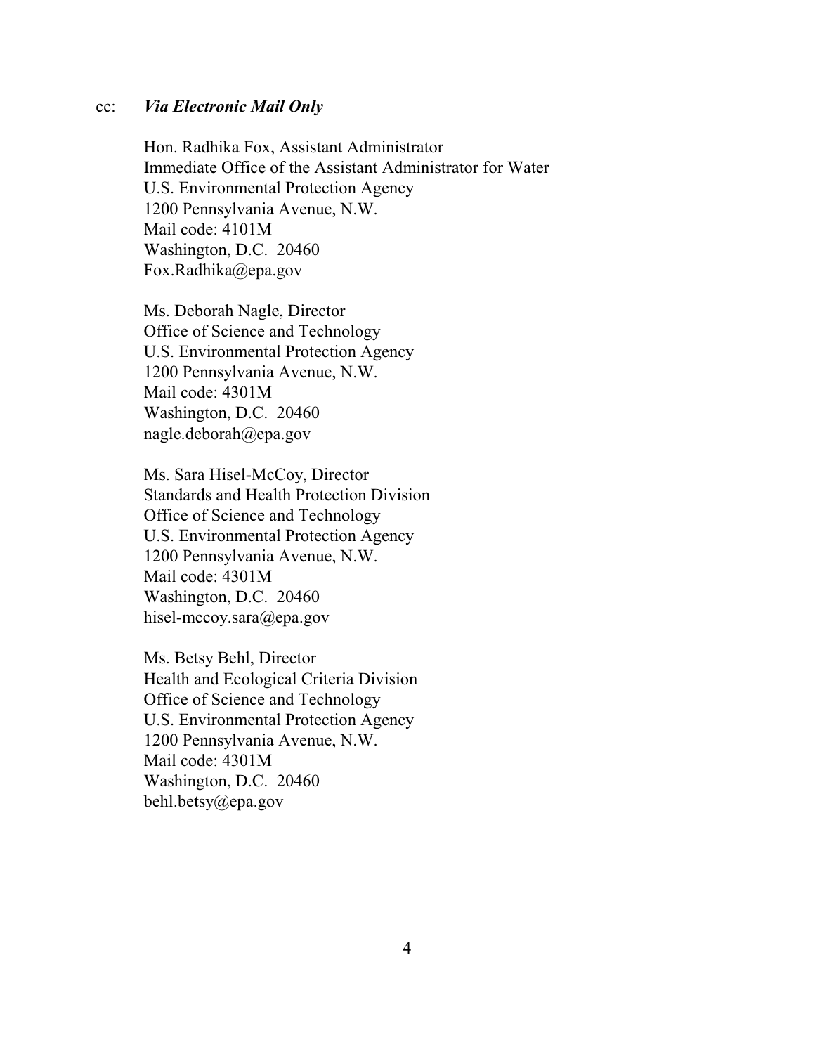cc: ***Via Electronic Mail Only***

Hon. Radhika Fox, Assistant Administrator
Immediate Office of the Assistant Administrator for Water
U.S. Environmental Protection Agency
1200 Pennsylvania Avenue, N.W.
Mail code: 4101M
Washington, D.C. 20460
Fox.Radhika@epa.gov

Ms. Deborah Nagle, Director
Office of Science and Technology
U.S. Environmental Protection Agency
1200 Pennsylvania Avenue, N.W.
Mail code: 4301M
Washington, D.C. 20460
nagle.deborah@epa.gov

Ms. Sara Hisel-McCoy, Director
Standards and Health Protection Division
Office of Science and Technology
U.S. Environmental Protection Agency
1200 Pennsylvania Avenue, N.W.
Mail code: 4301M
Washington, D.C. 20460
hisel-mccoy.sara@epa.gov

Ms. Betsy Behl, Director
Health and Ecological Criteria Division
Office of Science and Technology
U.S. Environmental Protection Agency
1200 Pennsylvania Avenue, N.W.
Mail code: 4301M
Washington, D.C. 20460
behl.betsy@epa.gov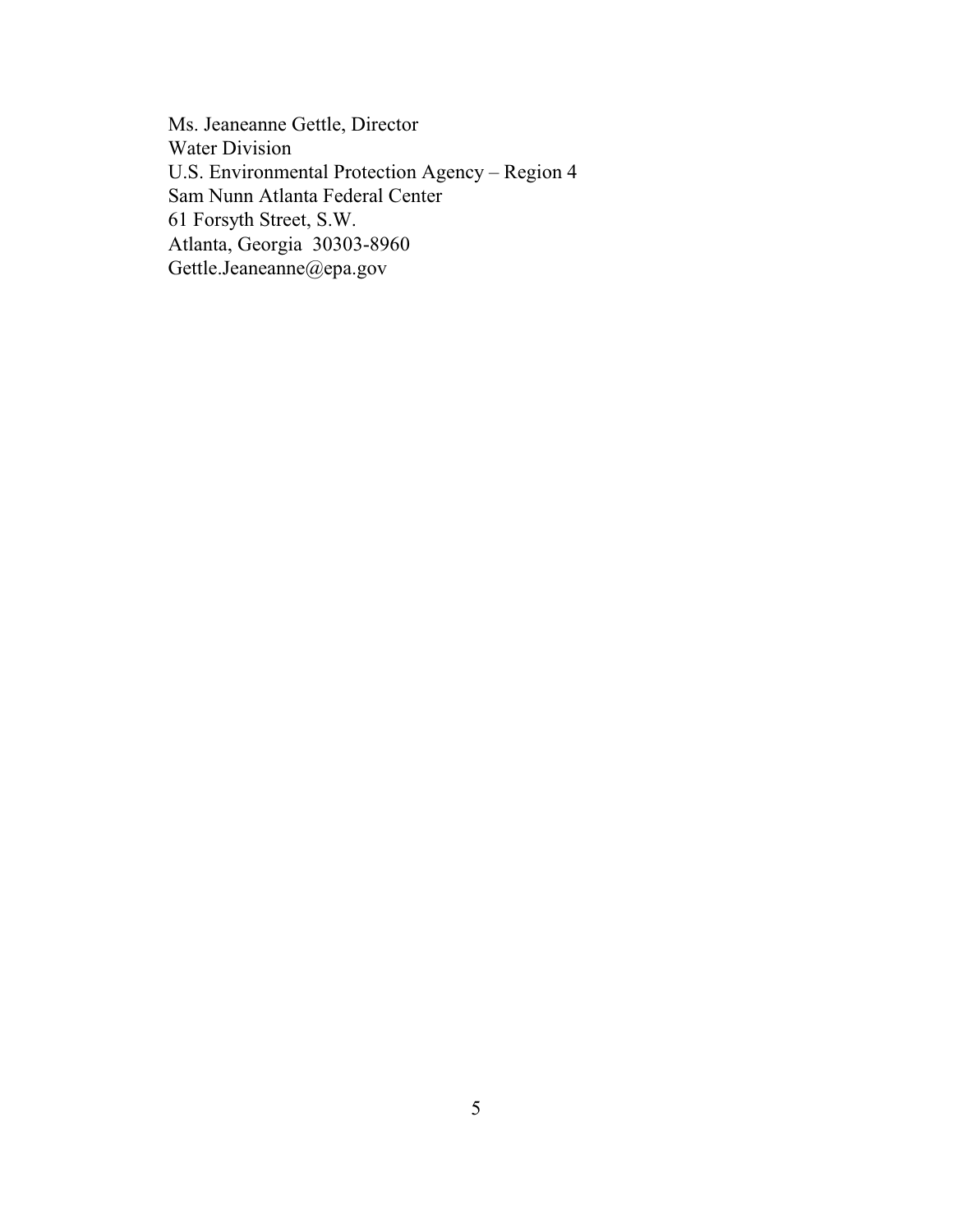Ms. Jeaneanne Gettle, Director
Water Division
U.S. Environmental Protection Agency – Region 4
Sam Nunn Atlanta Federal Center
61 Forsyth Street, S.W.
Atlanta, Georgia 30303-8960
Gettle.Jeaneanne@epa.gov